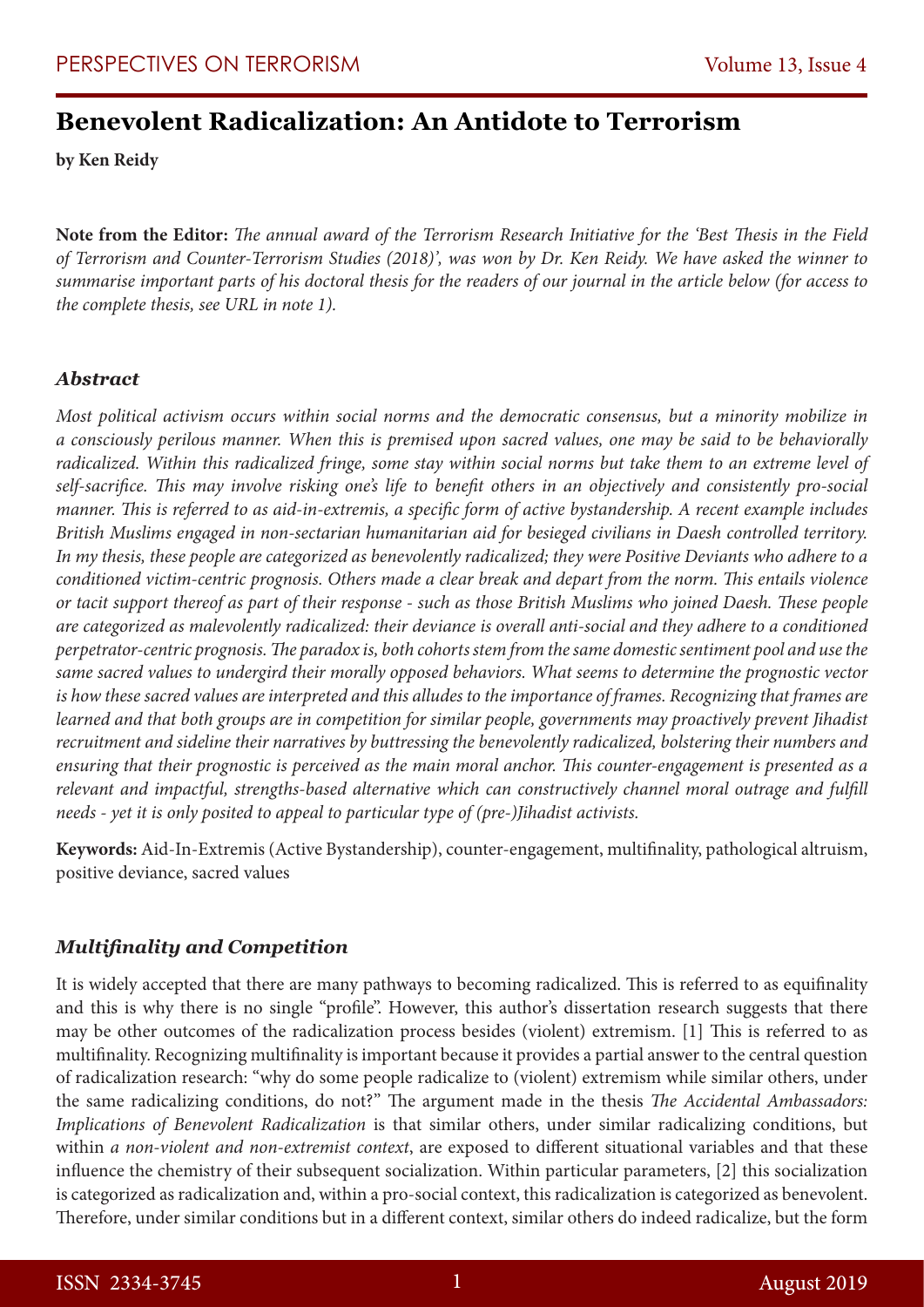# Benevolent Radicalization: An Antidote to Terrorism

**by Ken Reidy**

**Note from the Editor:** *The annual award of the Terrorism Research Initiative for the 'Best Thesis in the Field of Terrorism and Counter-Terrorism Studies (2018)', was won by Dr. Ken Reidy. We have asked the winner to summarise important parts of his doctoral thesis for the readers of our journal in the article below (for access to the complete thesis, see URL in note 1).*

### *Abstract*

*Most political activism occurs within social norms and the democratic consensus, but a minority mobilize in a consciously perilous manner. When this is premised upon sacred values, one may be said to be behaviorally radicalized. Within this radicalized fringe, some stay within social norms but take them to an extreme level of self-sacrifice. This may involve risking one's life to benefit others in an objectively and consistently pro-social manner. This is referred to as aid-in-extremis, a specific form of active bystandership. A recent example includes British Muslims engaged in non-sectarian humanitarian aid for besieged civilians in Daesh controlled territory. In my thesis, these people are categorized as benevolently radicalized; they were Positive Deviants who adhere to a conditioned victim-centric prognosis. Others made a clear break and depart from the norm. This entails violence or tacit support thereof as part of their response - such as those British Muslims who joined Daesh. These people are categorized as malevolently radicalized: their deviance is overall anti-social and they adhere to a conditioned perpetrator-centric prognosis. The paradox is, both cohorts stem from the same domestic sentiment pool and use the same sacred values to undergird their morally opposed behaviors. What seems to determine the prognostic vector is how these sacred values are interpreted and this alludes to the importance of frames. Recognizing that frames are learned and that both groups are in competition for similar people, governments may proactively prevent Jihadist recruitment and sideline their narratives by buttressing the benevolently radicalized, bolstering their numbers and ensuring that their prognostic is perceived as the main moral anchor. This counter-engagement is presented as a relevant and impactful, strengths-based alternative which can constructively channel moral outrage and fulfill needs - yet it is only posited to appeal to particular type of (pre-)Jihadist activists.*

**Keywords:** Aid-In-Extremis (Active Bystandership), counter-engagement, multifinality, pathological altruism, positive deviance, sacred values

### *Multifinality and Competition*

It is widely accepted that there are many pathways to becoming radicalized. This is referred to as equifinality and this is why there is no single "profile". However, this author's dissertation research suggests that there may be other outcomes of the radicalization process besides (violent) extremism. [1] This is referred to as multifinality. Recognizing multifinality is important because it provides a partial answer to the central question of radicalization research: "why do some people radicalize to (violent) extremism while similar others, under the same radicalizing conditions, do not?" The argument made in the thesis *The Accidental Ambassadors: Implications of Benevolent Radicalization* is that similar others, under similar radicalizing conditions, but within *a non-violent and non-extremist context*, are exposed to different situational variables and that these influence the chemistry of their subsequent socialization. Within particular parameters, [2] this socialization is categorized as radicalization and, within a pro-social context, this radicalization is categorized as benevolent. Therefore, under similar conditions but in a different context, similar others do indeed radicalize, but the form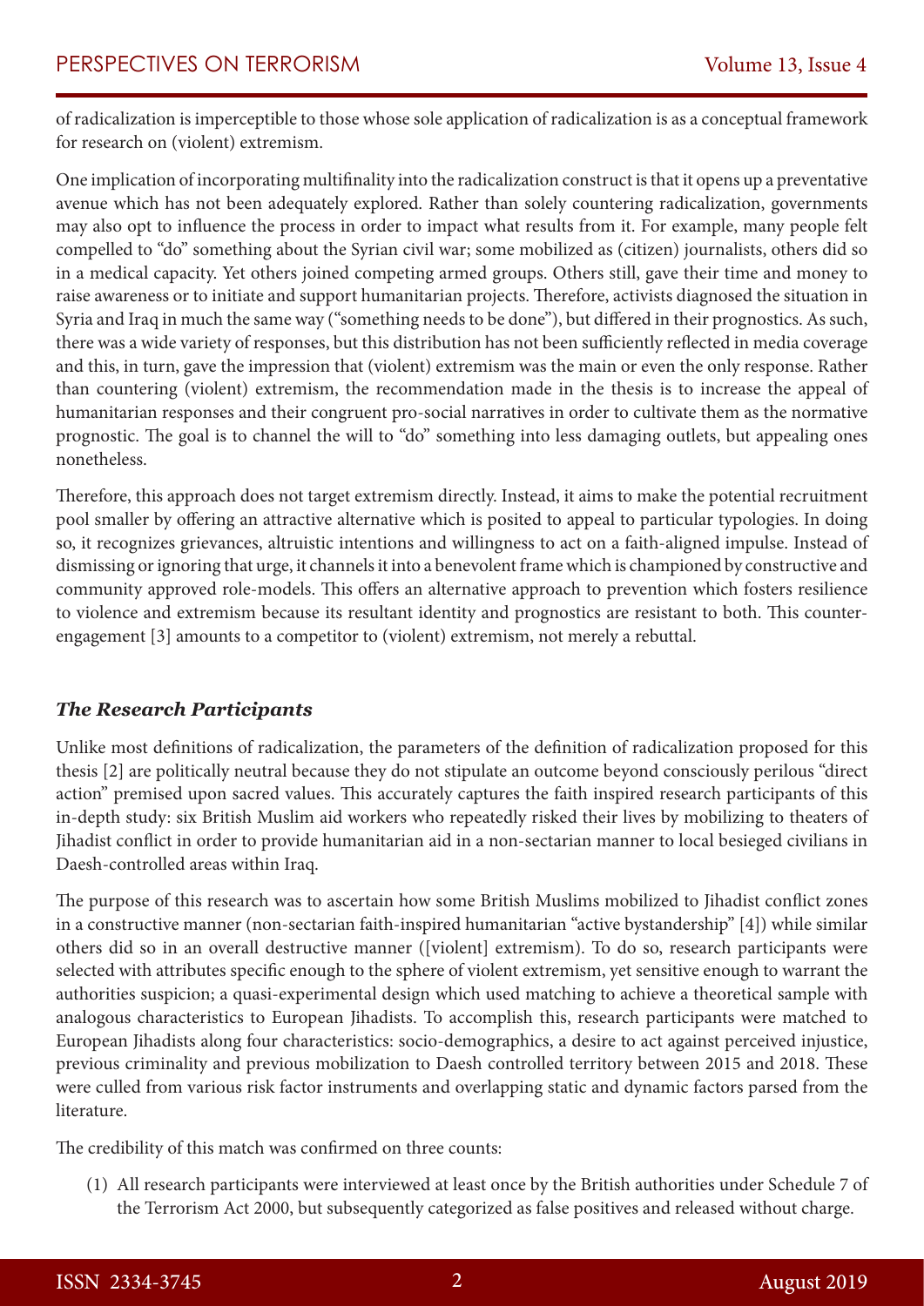of radicalization is imperceptible to those whose sole application of radicalization is as a conceptual framework for research on (violent) extremism.

One implication of incorporating multifinality into the radicalization construct is that it opens up a preventative avenue which has not been adequately explored. Rather than solely countering radicalization, governments may also opt to influence the process in order to impact what results from it. For example, many people felt compelled to "do" something about the Syrian civil war; some mobilized as (citizen) journalists, others did so in a medical capacity. Yet others joined competing armed groups. Others still, gave their time and money to raise awareness or to initiate and support humanitarian projects. Therefore, activists diagnosed the situation in Syria and Iraq in much the same way ("something needs to be done"), but differed in their prognostics. As such, there was a wide variety of responses, but this distribution has not been sufficiently reflected in media coverage and this, in turn, gave the impression that (violent) extremism was the main or even the only response. Rather than countering (violent) extremism, the recommendation made in the thesis is to increase the appeal of humanitarian responses and their congruent pro-social narratives in order to cultivate them as the normative prognostic. The goal is to channel the will to "do" something into less damaging outlets, but appealing ones nonetheless.

Therefore, this approach does not target extremism directly. Instead, it aims to make the potential recruitment pool smaller by offering an attractive alternative which is posited to appeal to particular typologies. In doing so, it recognizes grievances, altruistic intentions and willingness to act on a faith-aligned impulse. Instead of dismissing or ignoring that urge, it channels it into a benevolent frame which is championed by constructive and community approved role-models. This offers an alternative approach to prevention which fosters resilience to violence and extremism because its resultant identity and prognostics are resistant to both. This counter-engagement [3] amounts to a competitor to (violent) extremism, not merely a rebuttal.

### *The Research Participants*

Unlike most definitions of radicalization, the parameters of the definition of radicalization proposed for this thesis [2] are politically neutral because they do not stipulate an outcome beyond consciously perilous "direct action" premised upon sacred values. This accurately captures the faith inspired research participants of this in-depth study: six British Muslim aid workers who repeatedly risked their lives by mobilizing to theaters of Jihadist conflict in order to provide humanitarian aid in a non-sectarian manner to local besieged civilians in Daesh-controlled areas within Iraq.

The purpose of this research was to ascertain how some British Muslims mobilized to Jihadist conflict zones in a constructive manner (non-sectarian faith-inspired humanitarian "active bystandership" [4]) while similar others did so in an overall destructive manner ([violent] extremism). To do so, research participants were selected with attributes specific enough to the sphere of violent extremism, yet sensitive enough to warrant the authorities suspicion; a quasi-experimental design which used matching to achieve a theoretical sample with analogous characteristics to European Jihadists. To accomplish this, research participants were matched to European Jihadists along four characteristics: socio-demographics, a desire to act against perceived injustice, previous criminality and previous mobilization to Daesh controlled territory between 2015 and 2018. These were culled from various risk factor instruments and overlapping static and dynamic factors parsed from the literature.

The credibility of this match was confirmed on three counts:

(1) All research participants were interviewed at least once by the British authorities under Schedule 7 of the Terrorism Act 2000, but subsequently categorized as false positives and released without charge.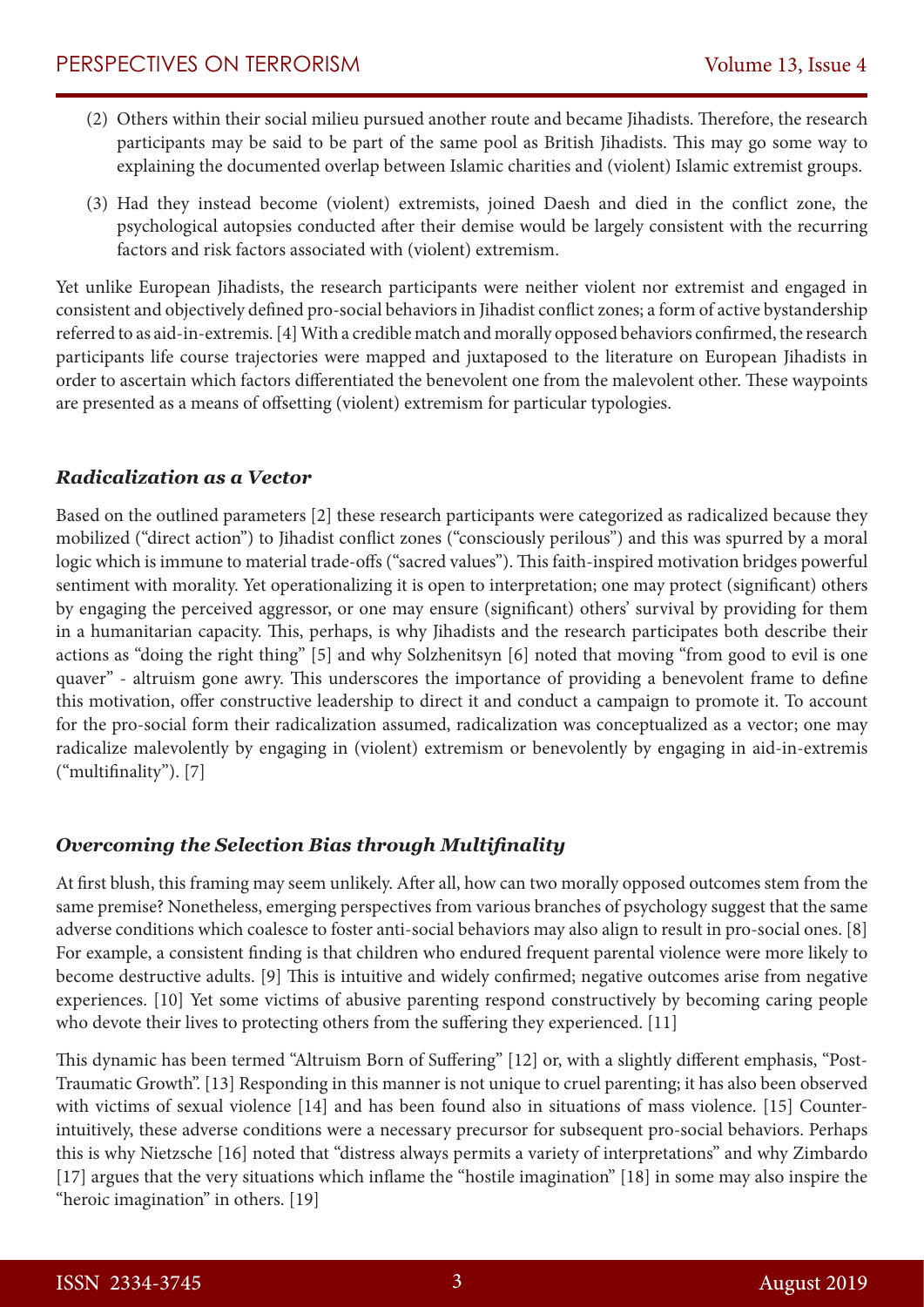(2) Others within their social milieu pursued another route and became Jihadists. Therefore, the research participants may be said to be part of the same pool as British Jihadists. This may go some way to explaining the documented overlap between Islamic charities and (violent) Islamic extremist groups.

(3) Had they instead become (violent) extremists, joined Daesh and died in the conflict zone, the psychological autopsies conducted after their demise would be largely consistent with the recurring factors and risk factors associated with (violent) extremism.

Yet unlike European Jihadists, the research participants were neither violent nor extremist and engaged in consistent and objectively defined pro-social behaviors in Jihadist conflict zones; a form of active bystandership referred to as aid-in-extremis. [4] With a credible match and morally opposed behaviors confirmed, the research participants life course trajectories were mapped and juxtaposed to the literature on European Jihadists in order to ascertain which factors differentiated the benevolent one from the malevolent other. These waypoints are presented as a means of offsetting (violent) extremism for particular typologies.

### *Radicalization as a Vector*

Based on the outlined parameters [2] these research participants were categorized as radicalized because they mobilized ("direct action") to Jihadist conflict zones ("consciously perilous") and this was spurred by a moral logic which is immune to material trade-offs ("sacred values"). This faith-inspired motivation bridges powerful sentiment with morality. Yet operationalizing it is open to interpretation; one may protect (significant) others by engaging the perceived aggressor, or one may ensure (significant) others' survival by providing for them in a humanitarian capacity. This, perhaps, is why Jihadists and the research participates both describe their actions as "doing the right thing" [5] and why Solzhenitsyn [6] noted that moving "from good to evil is one quaver" - altruism gone awry. This underscores the importance of providing a benevolent frame to define this motivation, offer constructive leadership to direct it and conduct a campaign to promote it. To account for the pro-social form their radicalization assumed, radicalization was conceptualized as a vector; one may radicalize malevolently by engaging in (violent) extremism or benevolently by engaging in aid-in-extremis ("multifinality"). [7]

### *Overcoming the Selection Bias through Multifinality*

At first blush, this framing may seem unlikely. After all, how can two morally opposed outcomes stem from the same premise? Nonetheless, emerging perspectives from various branches of psychology suggest that the same adverse conditions which coalesce to foster anti-social behaviors may also align to result in pro-social ones. [8] For example, a consistent finding is that children who endured frequent parental violence were more likely to become destructive adults. [9] This is intuitive and widely confirmed; negative outcomes arise from negative experiences. [10] Yet some victims of abusive parenting respond constructively by becoming caring people who devote their lives to protecting others from the suffering they experienced. [11]

This dynamic has been termed "Altruism Born of Suffering" [12] or, with a slightly different emphasis, "Post-Traumatic Growth". [13] Responding in this manner is not unique to cruel parenting; it has also been observed with victims of sexual violence [14] and has been found also in situations of mass violence. [15] Counter-intuitively, these adverse conditions were a necessary precursor for subsequent pro-social behaviors. Perhaps this is why Nietzsche [16] noted that "distress always permits a variety of interpretations" and why Zimbardo [17] argues that the very situations which inflame the "hostile imagination" [18] in some may also inspire the "heroic imagination" in others. [19]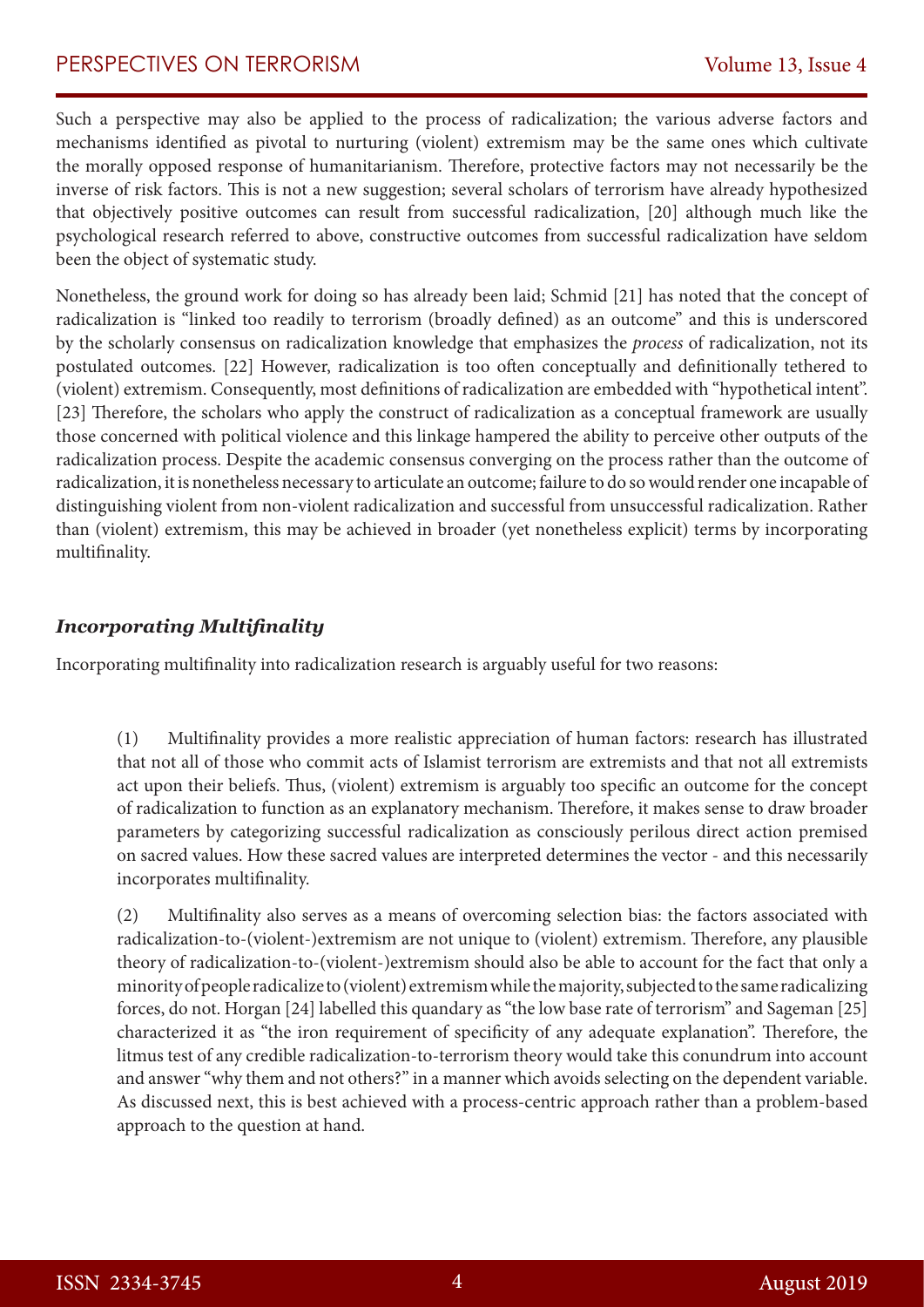Such a perspective may also be applied to the process of radicalization; the various adverse factors and mechanisms identified as pivotal to nurturing (violent) extremism may be the same ones which cultivate the morally opposed response of humanitarianism. Therefore, protective factors may not necessarily be the inverse of risk factors. This is not a new suggestion; several scholars of terrorism have already hypothesized that objectively positive outcomes can result from successful radicalization, [20] although much like the psychological research referred to above, constructive outcomes from successful radicalization have seldom been the object of systematic study.

Nonetheless, the ground work for doing so has already been laid; Schmid [21] has noted that the concept of radicalization is "linked too readily to terrorism (broadly defined) as an outcome" and this is underscored by the scholarly consensus on radicalization knowledge that emphasizes the *process* of radicalization, not its postulated outcomes. [22] However, radicalization is too often conceptually and definitionally tethered to (violent) extremism. Consequently, most definitions of radicalization are embedded with "hypothetical intent". [23] Therefore, the scholars who apply the construct of radicalization as a conceptual framework are usually those concerned with political violence and this linkage hampered the ability to perceive other outputs of the radicalization process. Despite the academic consensus converging on the process rather than the outcome of radicalization, it is nonetheless necessary to articulate an outcome; failure to do so would render one incapable of distinguishing violent from non-violent radicalization and successful from unsuccessful radicalization. Rather than (violent) extremism, this may be achieved in broader (yet nonetheless explicit) terms by incorporating multifinality.

### *Incorporating Multifinality*

Incorporating multifinality into radicalization research is arguably useful for two reasons:

(1) Multifinality provides a more realistic appreciation of human factors: research has illustrated that not all of those who commit acts of Islamist terrorism are extremists and that not all extremists act upon their beliefs. Thus, (violent) extremism is arguably too specific an outcome for the concept of radicalization to function as an explanatory mechanism. Therefore, it makes sense to draw broader parameters by categorizing successful radicalization as consciously perilous direct action premised on sacred values. How these sacred values are interpreted determines the vector - and this necessarily incorporates multifinality.

(2) Multifinality also serves as a means of overcoming selection bias: the factors associated with radicalization-to-(violent-)extremism are not unique to (violent) extremism. Therefore, any plausible theory of radicalization-to-(violent-)extremism should also be able to account for the fact that only a minority of people radicalize to (violent) extremism while the majority, subjected to the same radicalizing forces, do not. Horgan [24] labelled this quandary as "the low base rate of terrorism" and Sageman [25] characterized it as "the iron requirement of specificity of any adequate explanation". Therefore, the litmus test of any credible radicalization-to-terrorism theory would take this conundrum into account and answer "why them and not others?" in a manner which avoids selecting on the dependent variable. As discussed next, this is best achieved with a process-centric approach rather than a problem-based approach to the question at hand.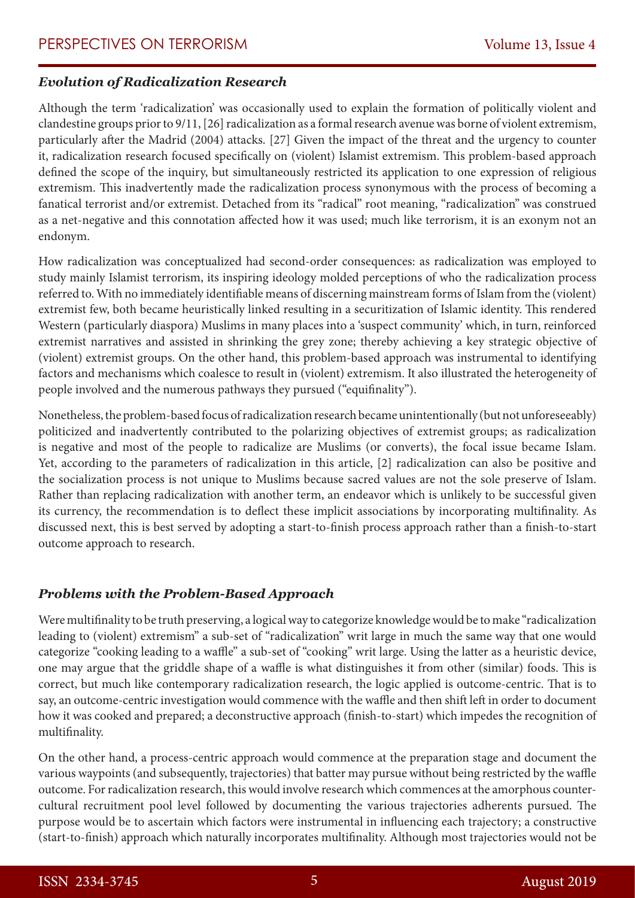### *Evolution of Radicalization Research*

Although the term 'radicalization' was occasionally used to explain the formation of politically violent and clandestine groups prior to 9/11, [26] radicalization as a formal research avenue was borne of violent extremism, particularly after the Madrid (2004) attacks. [27] Given the impact of the threat and the urgency to counter it, radicalization research focused specifically on (violent) Islamist extremism. This problem-based approach defined the scope of the inquiry, but simultaneously restricted its application to one expression of religious extremism. This inadvertently made the radicalization process synonymous with the process of becoming a fanatical terrorist and/or extremist. Detached from its "radical" root meaning, "radicalization" was construed as a net-negative and this connotation affected how it was used; much like terrorism, it is an exonym not an endonym.

How radicalization was conceptualized had second-order consequences: as radicalization was employed to study mainly Islamist terrorism, its inspiring ideology molded perceptions of who the radicalization process referred to. With no immediately identifiable means of discerning mainstream forms of Islam from the (violent) extremist few, both became heuristically linked resulting in a securitization of Islamic identity. This rendered Western (particularly diaspora) Muslims in many places into a 'suspect community' which, in turn, reinforced extremist narratives and assisted in shrinking the grey zone; thereby achieving a key strategic objective of (violent) extremist groups. On the other hand, this problem-based approach was instrumental to identifying factors and mechanisms which coalesce to result in (violent) extremism. It also illustrated the heterogeneity of people involved and the numerous pathways they pursued ("equifinality").

Nonetheless, the problem-based focus of radicalization research became unintentionally (but not unforeseeably) politicized and inadvertently contributed to the polarizing objectives of extremist groups; as radicalization is negative and most of the people to radicalize are Muslims (or converts), the focal issue became Islam. Yet, according to the parameters of radicalization in this article, [2] radicalization can also be positive and the socialization process is not unique to Muslims because sacred values are not the sole preserve of Islam. Rather than replacing radicalization with another term, an endeavor which is unlikely to be successful given its currency, the recommendation is to deflect these implicit associations by incorporating multifinality. As discussed next, this is best served by adopting a start-to-finish process approach rather than a finish-to-start outcome approach to research.

### *Problems with the Problem-Based Approach*

Were multifinality to be truth preserving, a logical way to categorize knowledge would be to make "radicalization leading to (violent) extremism" a sub-set of "radicalization" writ large in much the same way that one would categorize "cooking leading to a waffle" a sub-set of "cooking" writ large. Using the latter as a heuristic device, one may argue that the griddle shape of a waffle is what distinguishes it from other (similar) foods. This is correct, but much like contemporary radicalization research, the logic applied is outcome-centric. That is to say, an outcome-centric investigation would commence with the waffle and then shift left in order to document how it was cooked and prepared; a deconstructive approach (finish-to-start) which impedes the recognition of multifinality.

On the other hand, a process-centric approach would commence at the preparation stage and document the various waypoints (and subsequently, trajectories) that batter may pursue without being restricted by the waffle outcome. For radicalization research, this would involve research which commences at the amorphous counter-cultural recruitment pool level followed by documenting the various trajectories adherents pursued. The purpose would be to ascertain which factors were instrumental in influencing each trajectory; a constructive (start-to-finish) approach which naturally incorporates multifinality. Although most trajectories would not be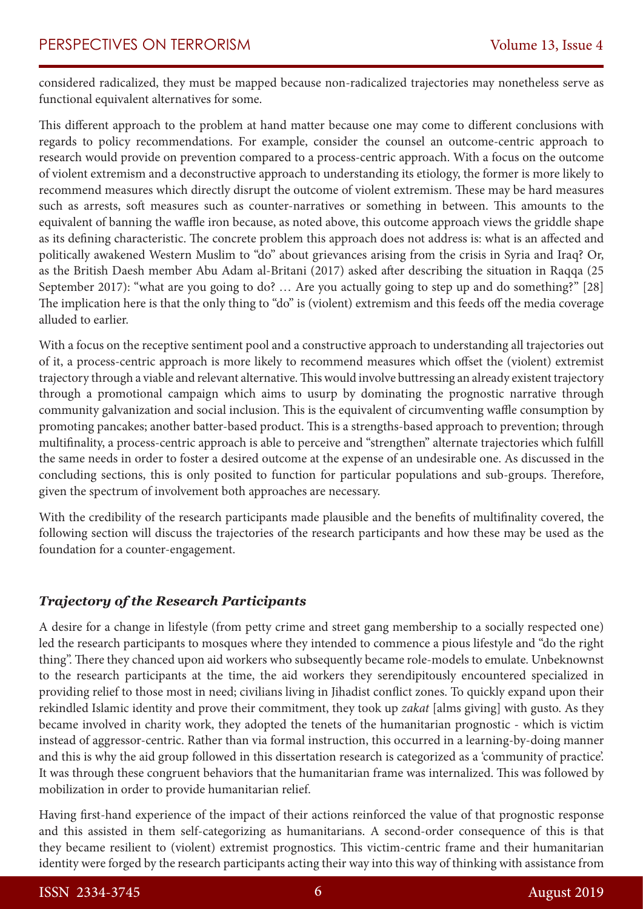considered radicalized, they must be mapped because non-radicalized trajectories may nonetheless serve as functional equivalent alternatives for some.

This different approach to the problem at hand matter because one may come to different conclusions with regards to policy recommendations. For example, consider the counsel an outcome-centric approach to research would provide on prevention compared to a process-centric approach. With a focus on the outcome of violent extremism and a deconstructive approach to understanding its etiology, the former is more likely to recommend measures which directly disrupt the outcome of violent extremism. These may be hard measures such as arrests, soft measures such as counter-narratives or something in between. This amounts to the equivalent of banning the waffle iron because, as noted above, this outcome approach views the griddle shape as its defining characteristic. The concrete problem this approach does not address is: what is an affected and politically awakened Western Muslim to "do" about grievances arising from the crisis in Syria and Iraq? Or, as the British Daesh member Abu Adam al-Britani (2017) asked after describing the situation in Raqqa (25 September 2017): "what are you going to do? … Are you actually going to step up and do something?" [28] The implication here is that the only thing to "do" is (violent) extremism and this feeds off the media coverage alluded to earlier.

With a focus on the receptive sentiment pool and a constructive approach to understanding all trajectories out of it, a process-centric approach is more likely to recommend measures which offset the (violent) extremist trajectory through a viable and relevant alternative. This would involve buttressing an already existent trajectory through a promotional campaign which aims to usurp by dominating the prognostic narrative through community galvanization and social inclusion. This is the equivalent of circumventing waffle consumption by promoting pancakes; another batter-based product. This is a strengths-based approach to prevention; through multifinality, a process-centric approach is able to perceive and "strengthen" alternate trajectories which fulfill the same needs in order to foster a desired outcome at the expense of an undesirable one. As discussed in the concluding sections, this is only posited to function for particular populations and sub-groups. Therefore, given the spectrum of involvement both approaches are necessary.

With the credibility of the research participants made plausible and the benefits of multifinality covered, the following section will discuss the trajectories of the research participants and how these may be used as the foundation for a counter-engagement.

### *Trajectory of the Research Participants*

A desire for a change in lifestyle (from petty crime and street gang membership to a socially respected one) led the research participants to mosques where they intended to commence a pious lifestyle and "do the right thing". There they chanced upon aid workers who subsequently became role-models to emulate. Unbeknownst to the research participants at the time, the aid workers they serendipitously encountered specialized in providing relief to those most in need; civilians living in Jihadist conflict zones. To quickly expand upon their rekindled Islamic identity and prove their commitment, they took up *zakat* [alms giving] with gusto. As they became involved in charity work, they adopted the tenets of the humanitarian prognostic - which is victim instead of aggressor-centric. Rather than via formal instruction, this occurred in a learning-by-doing manner and this is why the aid group followed in this dissertation research is categorized as a 'community of practice'. It was through these congruent behaviors that the humanitarian frame was internalized. This was followed by mobilization in order to provide humanitarian relief.

Having first-hand experience of the impact of their actions reinforced the value of that prognostic response and this assisted in them self-categorizing as humanitarians. A second-order consequence of this is that they became resilient to (violent) extremist prognostics. This victim-centric frame and their humanitarian identity were forged by the research participants acting their way into this way of thinking with assistance from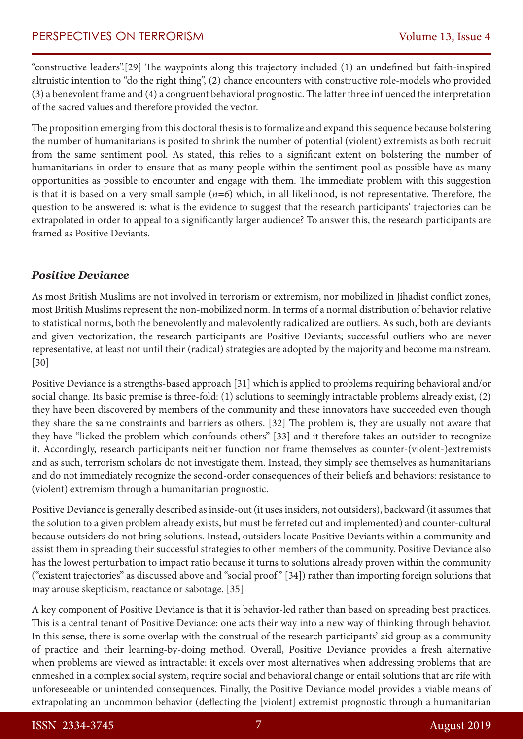"constructive leaders".[29] The waypoints along this trajectory included (1) an undefined but faith-inspired altruistic intention to "do the right thing", (2) chance encounters with constructive role-models who provided (3) a benevolent frame and (4) a congruent behavioral prognostic. The latter three influenced the interpretation of the sacred values and therefore provided the vector.

The proposition emerging from this doctoral thesis is to formalize and expand this sequence because bolstering the number of humanitarians is posited to shrink the number of potential (violent) extremists as both recruit from the same sentiment pool. As stated, this relies to a significant extent on bolstering the number of humanitarians in order to ensure that as many people within the sentiment pool as possible have as many opportunities as possible to encounter and engage with them. The immediate problem with this suggestion is that it is based on a very small sample ($n=6$) which, in all likelihood, is not representative. Therefore, the question to be answered is: what is the evidence to suggest that the research participants' trajectories can be extrapolated in order to appeal to a significantly larger audience? To answer this, the research participants are framed as Positive Deviants.

## *Positive Deviance*

As most British Muslims are not involved in terrorism or extremism, nor mobilized in Jihadist conflict zones, most British Muslims represent the non-mobilized norm. In terms of a normal distribution of behavior relative to statistical norms, both the benevolently and malevolently radicalized are outliers. As such, both are deviants and given vectorization, the research participants are Positive Deviants; successful outliers who are never representative, at least not until their (radical) strategies are adopted by the majority and become mainstream. [30]

Positive Deviance is a strengths-based approach [31] which is applied to problems requiring behavioral and/or social change. Its basic premise is three-fold: (1) solutions to seemingly intractable problems already exist, (2) they have been discovered by members of the community and these innovators have succeeded even though they share the same constraints and barriers as others. [32] The problem is, they are usually not aware that they have "licked the problem which confounds others" [33] and it therefore takes an outsider to recognize it. Accordingly, research participants neither function nor frame themselves as counter-(violent-)extremists and as such, terrorism scholars do not investigate them. Instead, they simply see themselves as humanitarians and do not immediately recognize the second-order consequences of their beliefs and behaviors: resistance to (violent) extremism through a humanitarian prognostic.

Positive Deviance is generally described as inside-out (it uses insiders, not outsiders), backward (it assumes that the solution to a given problem already exists, but must be ferreted out and implemented) and counter-cultural because outsiders do not bring solutions. Instead, outsiders locate Positive Deviants within a community and assist them in spreading their successful strategies to other members of the community. Positive Deviance also has the lowest perturbation to impact ratio because it turns to solutions already proven within the community ("existent trajectories" as discussed above and "social proof" [34]) rather than importing foreign solutions that may arouse skepticism, reactance or sabotage. [35]

A key component of Positive Deviance is that it is behavior-led rather than based on spreading best practices. This is a central tenant of Positive Deviance: one acts their way into a new way of thinking through behavior. In this sense, there is some overlap with the construal of the research participants' aid group as a community of practice and their learning-by-doing method. Overall, Positive Deviance provides a fresh alternative when problems are viewed as intractable: it excels over most alternatives when addressing problems that are enmeshed in a complex social system, require social and behavioral change or entail solutions that are rife with unforeseeable or unintended consequences. Finally, the Positive Deviance model provides a viable means of extrapolating an uncommon behavior (deflecting the [violent] extremist prognostic through a humanitarian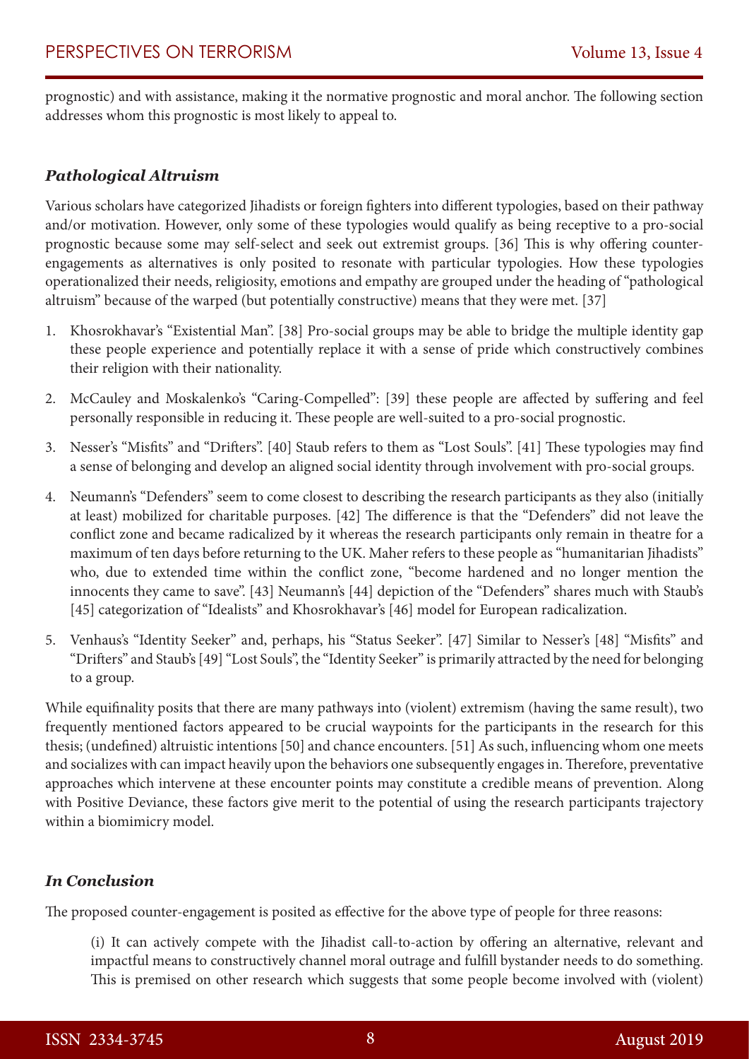prognostic) and with assistance, making it the normative prognostic and moral anchor. The following section addresses whom this prognostic is most likely to appeal to.

### *Pathological Altruism*

Various scholars have categorized Jihadists or foreign fighters into different typologies, based on their pathway and/or motivation. However, only some of these typologies would qualify as being receptive to a pro-social prognostic because some may self-select and seek out extremist groups. [36] This is why offering counter-engagements as alternatives is only posited to resonate with particular typologies. How these typologies operationalized their needs, religiosity, emotions and empathy are grouped under the heading of "pathological altruism" because of the warped (but potentially constructive) means that they were met. [37]

1. Khosrokhavar's "Existential Man". [38] Pro-social groups may be able to bridge the multiple identity gap these people experience and potentially replace it with a sense of pride which constructively combines their religion with their nationality.
2. McCauley and Moskalenko's "Caring-Compelled": [39] these people are affected by suffering and feel personally responsible in reducing it. These people are well-suited to a pro-social prognostic.
3. Nesser's "Misfits" and "Drifters". [40] Staub refers to them as "Lost Souls". [41] These typologies may find a sense of belonging and develop an aligned social identity through involvement with pro-social groups.
4. Neumann's "Defenders" seem to come closest to describing the research participants as they also (initially at least) mobilized for charitable purposes. [42] The difference is that the "Defenders" did not leave the conflict zone and became radicalized by it whereas the research participants only remain in theatre for a maximum of ten days before returning to the UK. Maher refers to these people as "humanitarian Jihadists" who, due to extended time within the conflict zone, "become hardened and no longer mention the innocents they came to save". [43] Neumann's [44] depiction of the "Defenders" shares much with Staub's [45] categorization of "Idealists" and Khosrokhavar's [46] model for European radicalization.
5. Venhaus's "Identity Seeker" and, perhaps, his "Status Seeker". [47] Similar to Nesser's [48] "Misfits" and "Drifters" and Staub's [49] "Lost Souls", the "Identity Seeker" is primarily attracted by the need for belonging to a group.

While equifinality posits that there are many pathways into (violent) extremism (having the same result), two frequently mentioned factors appeared to be crucial waypoints for the participants in the research for this thesis; (undefined) altruistic intentions [50] and chance encounters. [51] As such, influencing whom one meets and socializes with can impact heavily upon the behaviors one subsequently engages in. Therefore, preventative approaches which intervene at these encounter points may constitute a credible means of prevention. Along with Positive Deviance, these factors give merit to the potential of using the research participants trajectory within a biomimicry model.

### *In Conclusion*

The proposed counter-engagement is posited as effective for the above type of people for three reasons:

> (i) It can actively compete with the Jihadist call-to-action by offering an alternative, relevant and impactful means to constructively channel moral outrage and fulfill bystander needs to do something. This is premised on other research which suggests that some people become involved with (violent)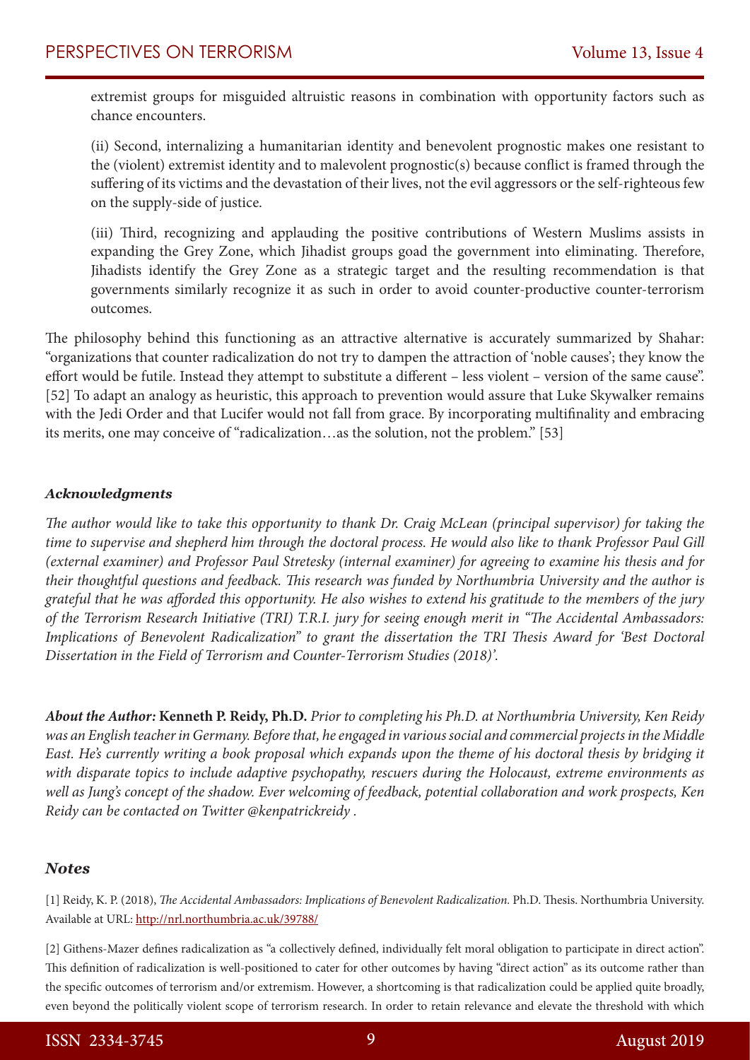extremist groups for misguided altruistic reasons in combination with opportunity factors such as chance encounters.

(ii) Second, internalizing a humanitarian identity and benevolent prognostic makes one resistant to the (violent) extremist identity and to malevolent prognostic(s) because conflict is framed through the suffering of its victims and the devastation of their lives, not the evil aggressors or the self-righteous few on the supply-side of justice.

(iii) Third, recognizing and applauding the positive contributions of Western Muslims assists in expanding the Grey Zone, which Jihadist groups goad the government into eliminating. Therefore, Jihadists identify the Grey Zone as a strategic target and the resulting recommendation is that governments similarly recognize it as such in order to avoid counter-productive counter-terrorism outcomes.

The philosophy behind this functioning as an attractive alternative is accurately summarized by Shahar: "organizations that counter radicalization do not try to dampen the attraction of 'noble causes'; they know the effort would be futile. Instead they attempt to substitute a different – less violent – version of the same cause". [52] To adapt an analogy as heuristic, this approach to prevention would assure that Luke Skywalker remains with the Jedi Order and that Lucifer would not fall from grace. By incorporating multifinality and embracing its merits, one may conceive of "radicalization…as the solution, not the problem." [53]

### *Acknowledgments*

*The author would like to take this opportunity to thank Dr. Craig McLean (principal supervisor) for taking the time to supervise and shepherd him through the doctoral process. He would also like to thank Professor Paul Gill (external examiner) and Professor Paul Stretesky (internal examiner) for agreeing to examine his thesis and for their thoughtful questions and feedback. This research was funded by Northumbria University and the author is grateful that he was afforded this opportunity. He also wishes to extend his gratitude to the members of the jury of the Terrorism Research Initiative (TRI) T.R.I. jury for seeing enough merit in "The Accidental Ambassadors: Implications of Benevolent Radicalization" to grant the dissertation the TRI Thesis Award for 'Best Doctoral Dissertation in the Field of Terrorism and Counter-Terrorism Studies (2018)'.*

***About the Author:*** **Kenneth P. Reidy, Ph.D.** *Prior to completing his Ph.D. at Northumbria University, Ken Reidy was an English teacher in Germany. Before that, he engaged in various social and commercial projects in the Middle East. He's currently writing a book proposal which expands upon the theme of his doctoral thesis by bridging it with disparate topics to include adaptive psychopathy, rescuers during the Holocaust, extreme environments as well as Jung's concept of the shadow. Ever welcoming of feedback, potential collaboration and work prospects, Ken Reidy can be contacted on Twitter @kenpatrickreidy .*

### *Notes*

[1] Reidy, K. P. (2018), *The Accidental Ambassadors: Implications of Benevolent Radicalization.* Ph.D. Thesis. Northumbria University. Available at URL: http://nrl.northumbria.ac.uk/39788/

[2] Githens-Mazer defines radicalization as "a collectively defined, individually felt moral obligation to participate in direct action". This definition of radicalization is well-positioned to cater for other outcomes by having "direct action" as its outcome rather than the specific outcomes of terrorism and/or extremism. However, a shortcoming is that radicalization could be applied quite broadly, even beyond the politically violent scope of terrorism research. In order to retain relevance and elevate the threshold with which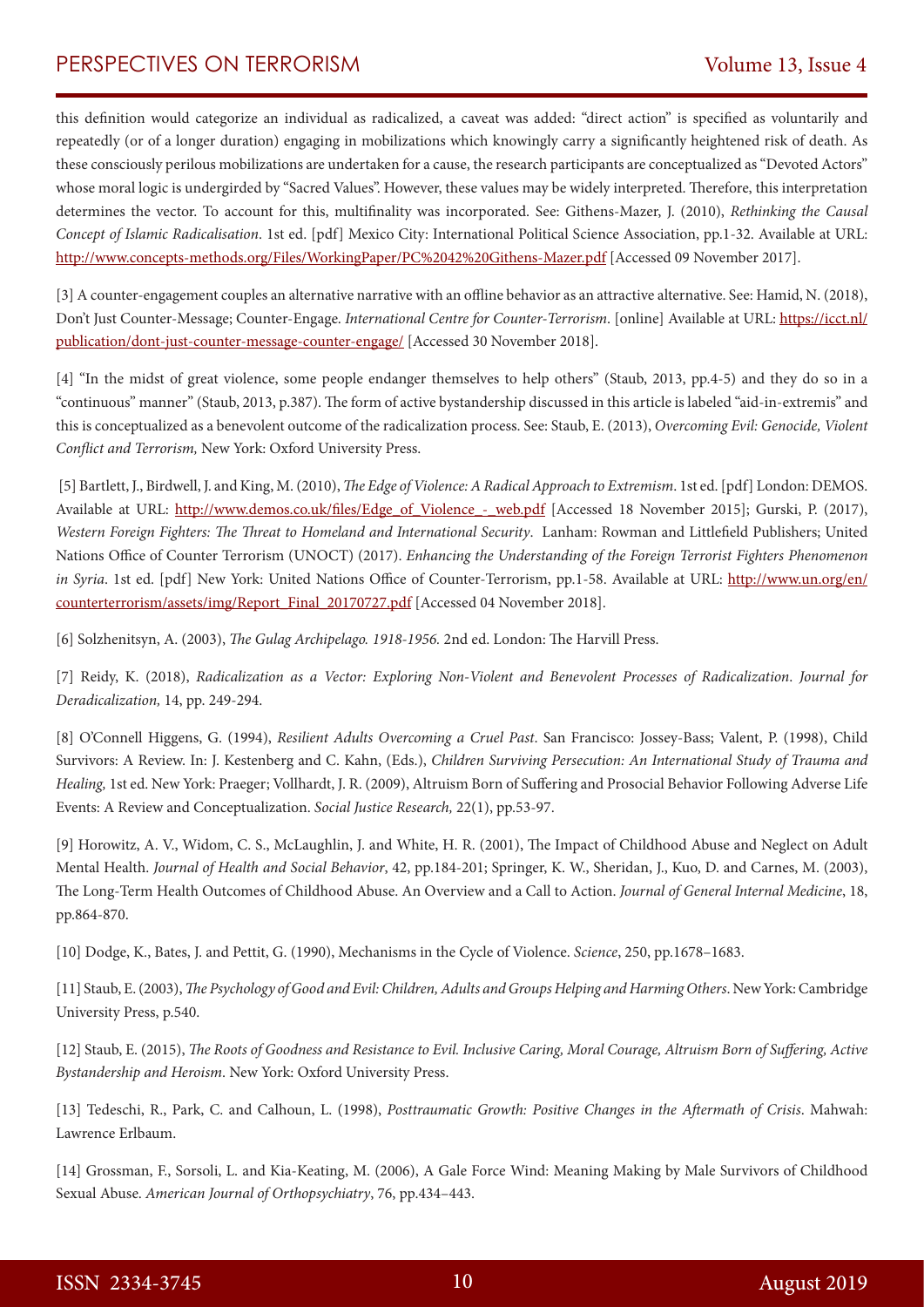this definition would categorize an individual as radicalized, a caveat was added: "direct action" is specified as voluntarily and repeatedly (or of a longer duration) engaging in mobilizations which knowingly carry a significantly heightened risk of death. As these consciously perilous mobilizations are undertaken for a cause, the research participants are conceptualized as "Devoted Actors" whose moral logic is undergirded by "Sacred Values". However, these values may be widely interpreted. Therefore, this interpretation determines the vector. To account for this, multifinality was incorporated. See: Githens-Mazer, J. (2010), *Rethinking the Causal Concept of Islamic Radicalisation*. 1st ed. [pdf] Mexico City: International Political Science Association, pp.1-32. Available at URL: http://www.concepts-methods.org/Files/WorkingPaper/PC%2042%20Githens-Mazer.pdf [Accessed 09 November 2017].

[3] A counter-engagement couples an alternative narrative with an offline behavior as an attractive alternative. See: Hamid, N. (2018), Don't Just Counter-Message; Counter-Engage. *International Centre for Counter-Terrorism*. [online] Available at URL: https://icct.nl/publication/dont-just-counter-message-counter-engage/ [Accessed 30 November 2018].

[4] "In the midst of great violence, some people endanger themselves to help others" (Staub, 2013, pp.4-5) and they do so in a "continuous" manner" (Staub, 2013, p.387). The form of active bystandership discussed in this article is labeled "aid-in-extremis" and this is conceptualized as a benevolent outcome of the radicalization process. See: Staub, E. (2013), *Overcoming Evil: Genocide, Violent Conflict and Terrorism,* New York: Oxford University Press.

[5] Bartlett, J., Birdwell, J. and King, M. (2010), *The Edge of Violence: A Radical Approach to Extremism*. 1st ed. [pdf] London: DEMOS. Available at URL: http://www.demos.co.uk/files/Edge_of_Violence_-_web.pdf [Accessed 18 November 2015]; Gurski, P. (2017), *Western Foreign Fighters: The Threat to Homeland and International Security*. Lanham: Rowman and Littlefield Publishers; United Nations Office of Counter Terrorism (UNOCT) (2017). *Enhancing the Understanding of the Foreign Terrorist Fighters Phenomenon in Syria*. 1st ed. [pdf] New York: United Nations Office of Counter-Terrorism, pp.1-58. Available at URL: http://www.un.org/en/counterterrorism/assets/img/Report_Final_20170727.pdf [Accessed 04 November 2018].

[6] Solzhenitsyn, A. (2003), *The Gulag Archipelago. 1918-1956.* 2nd ed. London: The Harvill Press.

[7] Reidy, K. (2018), *Radicalization as a Vector: Exploring Non-Violent and Benevolent Processes of Radicalization*. *Journal for Deradicalization,* 14, pp. 249-294.

[8] O'Connell Higgens, G. (1994), *Resilient Adults Overcoming a Cruel Past*. San Francisco: Jossey-Bass; Valent, P. (1998), Child Survivors: A Review. In: J. Kestenberg and C. Kahn, (Eds.), *Children Surviving Persecution: An International Study of Trauma and Healing,* 1st ed. New York: Praeger; Vollhardt, J. R. (2009), Altruism Born of Suffering and Prosocial Behavior Following Adverse Life Events: A Review and Conceptualization. *Social Justice Research,* 22(1), pp.53-97.

[9] Horowitz, A. V., Widom, C. S., McLaughlin, J. and White, H. R. (2001), The Impact of Childhood Abuse and Neglect on Adult Mental Health. *Journal of Health and Social Behavior*, 42, pp.184-201; Springer, K. W., Sheridan, J., Kuo, D. and Carnes, M. (2003), The Long-Term Health Outcomes of Childhood Abuse. An Overview and a Call to Action. *Journal of General Internal Medicine*, 18, pp.864-870.

[10] Dodge, K., Bates, J. and Pettit, G. (1990), Mechanisms in the Cycle of Violence. *Science*, 250, pp.1678–1683.

[11] Staub, E. (2003), *The Psychology of Good and Evil: Children, Adults and Groups Helping and Harming Others*. New York: Cambridge University Press, p.540.

[12] Staub, E. (2015), *The Roots of Goodness and Resistance to Evil. Inclusive Caring, Moral Courage, Altruism Born of Suffering, Active Bystandership and Heroism*. New York: Oxford University Press.

[13] Tedeschi, R., Park, C. and Calhoun, L. (1998), *Posttraumatic Growth: Positive Changes in the Aftermath of Crisis*. Mahwah: Lawrence Erlbaum.

[14] Grossman, F., Sorsoli, L. and Kia-Keating, M. (2006), A Gale Force Wind: Meaning Making by Male Survivors of Childhood Sexual Abuse. *American Journal of Orthopsychiatry*, 76, pp.434–443.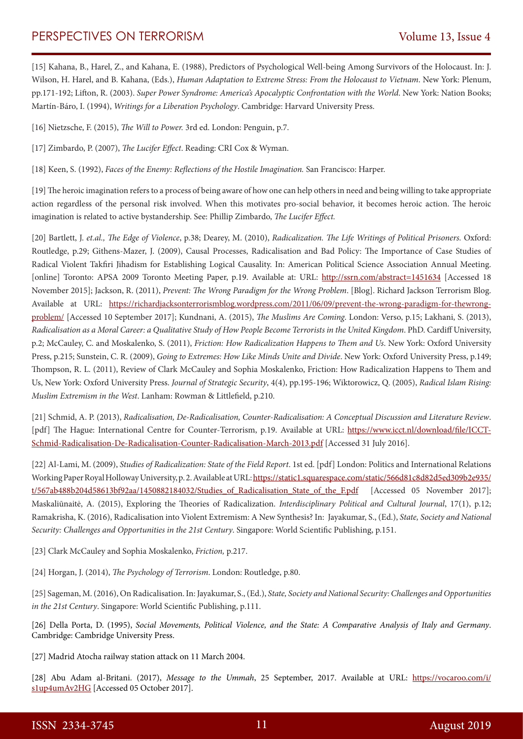[15] Kahana, B., Harel, Z., and Kahana, E. (1988), Predictors of Psychological Well-being Among Survivors of the Holocaust. In: J. Wilson, H. Harel, and B. Kahana, (Eds.), *Human Adaptation to Extreme Stress: From the Holocaust to Vietnam*. New York: Plenum, pp.171-192; Lifton, R. (2003). *Super Power Syndrome: America's Apocalyptic Confrontation with the World*. New York: Nation Books; Martín-Báro, I. (1994), *Writings for a Liberation Psychology*. Cambridge: Harvard University Press.

[16] Nietzsche, F. (2015), *The Will to Power.* 3rd ed. London: Penguin, p.7.

[17] Zimbardo, P. (2007), *The Lucifer Effect*. Reading: CRI Cox & Wyman.

[18] Keen, S. (1992), *Faces of the Enemy: Reflections of the Hostile Imagination.* San Francisco: Harper.

[19] The heroic imagination refers to a process of being aware of how one can help others in need and being willing to take appropriate action regardless of the personal risk involved. When this motivates pro-social behavior, it becomes heroic action. The heroic imagination is related to active bystandership. See: Phillip Zimbardo, *The Lucifer Effect.*

[20] Bartlett, J. *et.al., The Edge of Violence*, p.38; Dearey, M. (2010), *Radicalization. The Life Writings of Political Prisoners.* Oxford: Routledge, p.29; Githens-Mazer, J. (2009), Causal Processes, Radicalisation and Bad Policy: The Importance of Case Studies of Radical Violent Takfiri Jihadism for Establishing Logical Causality. In: American Political Science Association Annual Meeting. [online] Toronto: APSA 2009 Toronto Meeting Paper, p.19. Available at: URL: http://ssrn.com/abstract=1451634 [Accessed 18 November 2015]; Jackson, R. (2011), *Prevent: The Wrong Paradigm for the Wrong Problem*. [Blog]. Richard Jackson Terrorism Blog. Available at URL: https://richardjacksonterrorismblog.wordpress.com/2011/06/09/prevent-the-wrong-paradigm-for-thewrong-problem/ [Accessed 10 September 2017]; Kundnani, A. (2015), *The Muslims Are Coming*. London: Verso, p.15; Lakhani, S. (2013), *Radicalisation as a Moral Career: a Qualitative Study of How People Become Terrorists in the United Kingdom*. PhD. Cardiff University, p.2; McCauley, C. and Moskalenko, S. (2011), *Friction: How Radicalization Happens to Them and Us*. New York: Oxford University Press, p.215; Sunstein, C. R. (2009), *Going to Extremes: How Like Minds Unite and Divide*. New York: Oxford University Press, p.149; Thompson, R. L. (2011), Review of Clark McCauley and Sophia Moskalenko, Friction: How Radicalization Happens to Them and Us, New York: Oxford University Press. *Journal of Strategic Security*, 4(4), pp.195-196; Wiktorowicz, Q. (2005), *Radical Islam Rising: Muslim Extremism in the West*. Lanham: Rowman & Littlefield, p.210.

[21] Schmid, A. P. (2013), *Radicalisation, De-Radicalisation, Counter-Radicalisation: A Conceptual Discussion and Literature Review*. [pdf] The Hague: International Centre for Counter-Terrorism, p.19. Available at URL: https://www.icct.nl/download/file/ICCT-Schmid-Radicalisation-De-Radicalisation-Counter-Radicalisation-March-2013.pdf [Accessed 31 July 2016].

[22] Al-Lami, M. (2009), *Studies of Radicalization: State of the Field Report*. 1st ed. [pdf] London: Politics and International Relations Working Paper Royal Holloway University, p. 2. Available at URL: https://static1.squarespace.com/static/566d81c8d82d5ed309b2e935/t/567ab488b204d58613bf92aa/1450882184032/Studies_of_Radicalisation_State_of_the_F.pdf [Accessed 05 November 2017]; Maskaliūnaitė, A. (2015), Exploring the Theories of Radicalization. *Interdisciplinary Political and Cultural Journal*, 17(1), p.12; Ramakrisha, K. (2016), Radicalisation into Violent Extremism: A New Synthesis? In: Jayakumar, S., (Ed.), *State, Society and National Security: Challenges and Opportunities in the 21st Century*. Singapore: World Scientific Publishing, p.151.

[23] Clark McCauley and Sophia Moskalenko, *Friction,* p.217.

[24] Horgan, J. (2014), *The Psychology of Terrorism*. London: Routledge, p.80.

[25] Sageman, M. (2016), On Radicalisation. In: Jayakumar, S., (Ed.), *State, Society and National Security: Challenges and Opportunities in the 21st Century*. Singapore: World Scientific Publishing, p.111.

[26] Della Porta, D. (1995), *Social Movements, Political Violence, and the State: A Comparative Analysis of Italy and Germany*. Cambridge: Cambridge University Press.

[27] Madrid Atocha railway station attack on 11 March 2004.

[28] Abu Adam al-Britani. (2017), *Message to the Ummah*, 25 September, 2017. Available at URL: https://vocaroo.com/i/s1up4umAv2HG [Accessed 05 October 2017].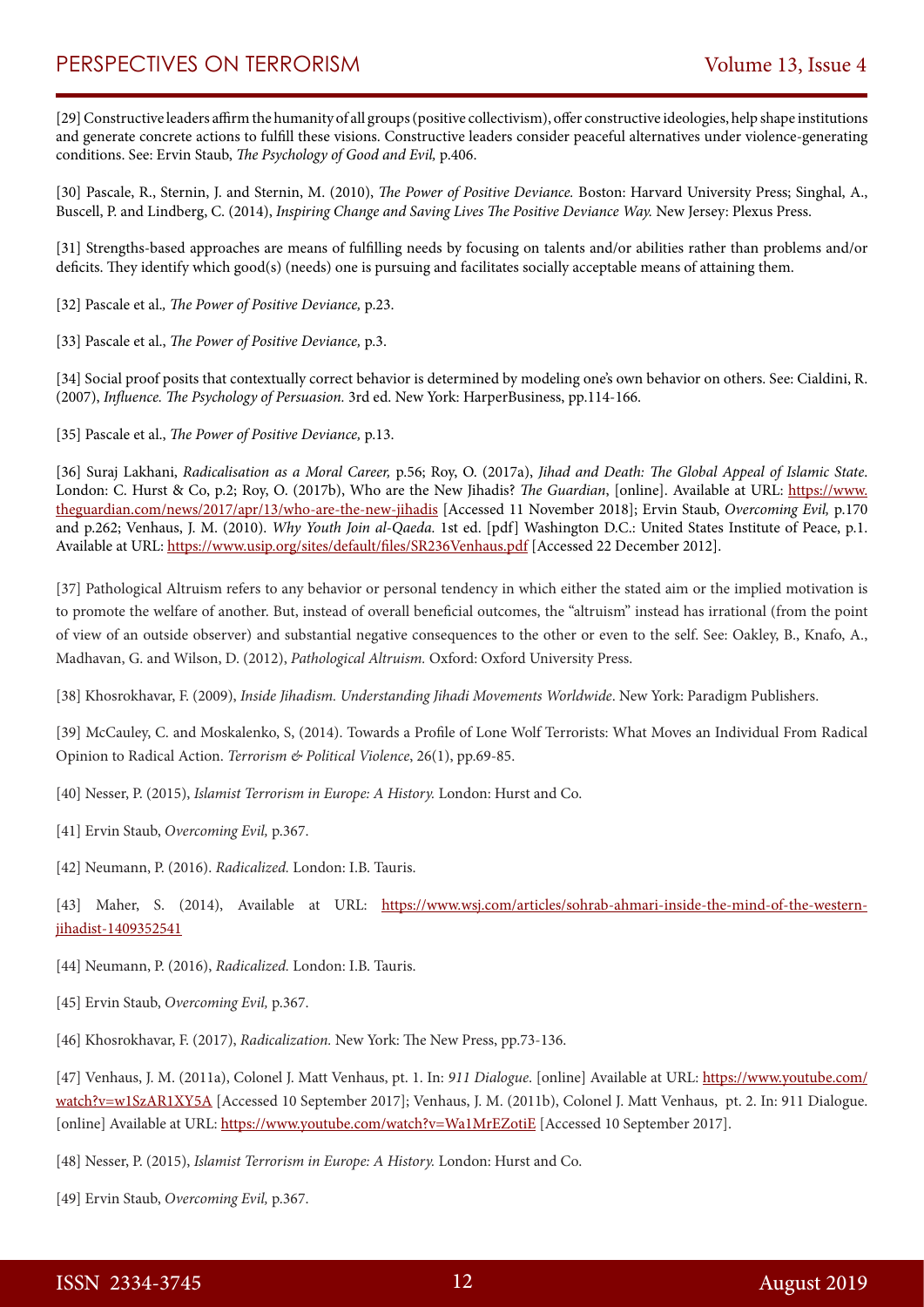[29] Constructive leaders affirm the humanity of all groups (positive collectivism), offer constructive ideologies, help shape institutions and generate concrete actions to fulfill these visions. Constructive leaders consider peaceful alternatives under violence-generating conditions. See: Ervin Staub, *The Psychology of Good and Evil,* p.406.

[30] Pascale, R., Sternin, J. and Sternin, M. (2010), *The Power of Positive Deviance.* Boston: Harvard University Press; Singhal, A., Buscell, P. and Lindberg, C. (2014), *Inspiring Change and Saving Lives The Positive Deviance Way.* New Jersey: Plexus Press.

[31] Strengths-based approaches are means of fulfilling needs by focusing on talents and/or abilities rather than problems and/or deficits. They identify which good(s) (needs) one is pursuing and facilitates socially acceptable means of attaining them.

[32] Pascale et al.*, The Power of Positive Deviance,* p.23.

[33] Pascale et al., *The Power of Positive Deviance,* p.3.

[34] Social proof posits that contextually correct behavior is determined by modeling one's own behavior on others. See: Cialdini, R. (2007), *Influence. The Psychology of Persuasion.* 3rd ed. New York: HarperBusiness, pp.114-166.

[35] Pascale et al., *The Power of Positive Deviance,* p.13.

[36] Suraj Lakhani, *Radicalisation as a Moral Career,* p.56; Roy, O. (2017a), *Jihad and Death: The Global Appeal of Islamic State*. London: C. Hurst & Co, p.2; Roy, O. (2017b), Who are the New Jihadis? *The Guardian*, [online]. Available at URL: https://www.theguardian.com/news/2017/apr/13/who-are-the-new-jihadis [Accessed 11 November 2018]; Ervin Staub, *Overcoming Evil,* p.170 and p.262; Venhaus, J. M. (2010). *Why Youth Join al-Qaeda.* 1st ed. [pdf] Washington D.C.: United States Institute of Peace, p.1. Available at URL: https://www.usip.org/sites/default/files/SR236Venhaus.pdf [Accessed 22 December 2012].

[37] Pathological Altruism refers to any behavior or personal tendency in which either the stated aim or the implied motivation is to promote the welfare of another. But, instead of overall beneficial outcomes, the "altruism" instead has irrational (from the point of view of an outside observer) and substantial negative consequences to the other or even to the self. See: Oakley, B., Knafo, A., Madhavan, G. and Wilson, D. (2012), *Pathological Altruism.* Oxford: Oxford University Press.

[38] Khosrokhavar, F. (2009), *Inside Jihadism. Understanding Jihadi Movements Worldwide*. New York: Paradigm Publishers.

[39] McCauley, C. and Moskalenko, S, (2014). Towards a Profile of Lone Wolf Terrorists: What Moves an Individual From Radical Opinion to Radical Action. *Terrorism & Political Violence*, 26(1), pp.69-85.

[40] Nesser, P. (2015), *Islamist Terrorism in Europe: A History.* London: Hurst and Co.

[41] Ervin Staub, *Overcoming Evil,* p.367.

[42] Neumann, P. (2016). *Radicalized.* London: I.B. Tauris.

[43] Maher, S. (2014), Available at URL: https://www.wsj.com/articles/sohrab-ahmari-inside-the-mind-of-the-western-jihadist-1409352541

[44] Neumann, P. (2016), *Radicalized.* London: I.B. Tauris.

[45] Ervin Staub, *Overcoming Evil,* p.367.

[46] Khosrokhavar, F. (2017), *Radicalization.* New York: The New Press, pp.73-136.

[47] Venhaus, J. M. (2011a), Colonel J. Matt Venhaus, pt. 1. In: *911 Dialogue*. [online] Available at URL: https://www.youtube.com/watch?v=w1SzAR1XY5A [Accessed 10 September 2017]; Venhaus, J. M. (2011b), Colonel J. Matt Venhaus, pt. 2. In: 911 Dialogue. [online] Available at URL: https://www.youtube.com/watch?v=Wa1MrEZotiE [Accessed 10 September 2017].

[48] Nesser, P. (2015), *Islamist Terrorism in Europe: A History.* London: Hurst and Co.

[49] Ervin Staub, *Overcoming Evil,* p.367.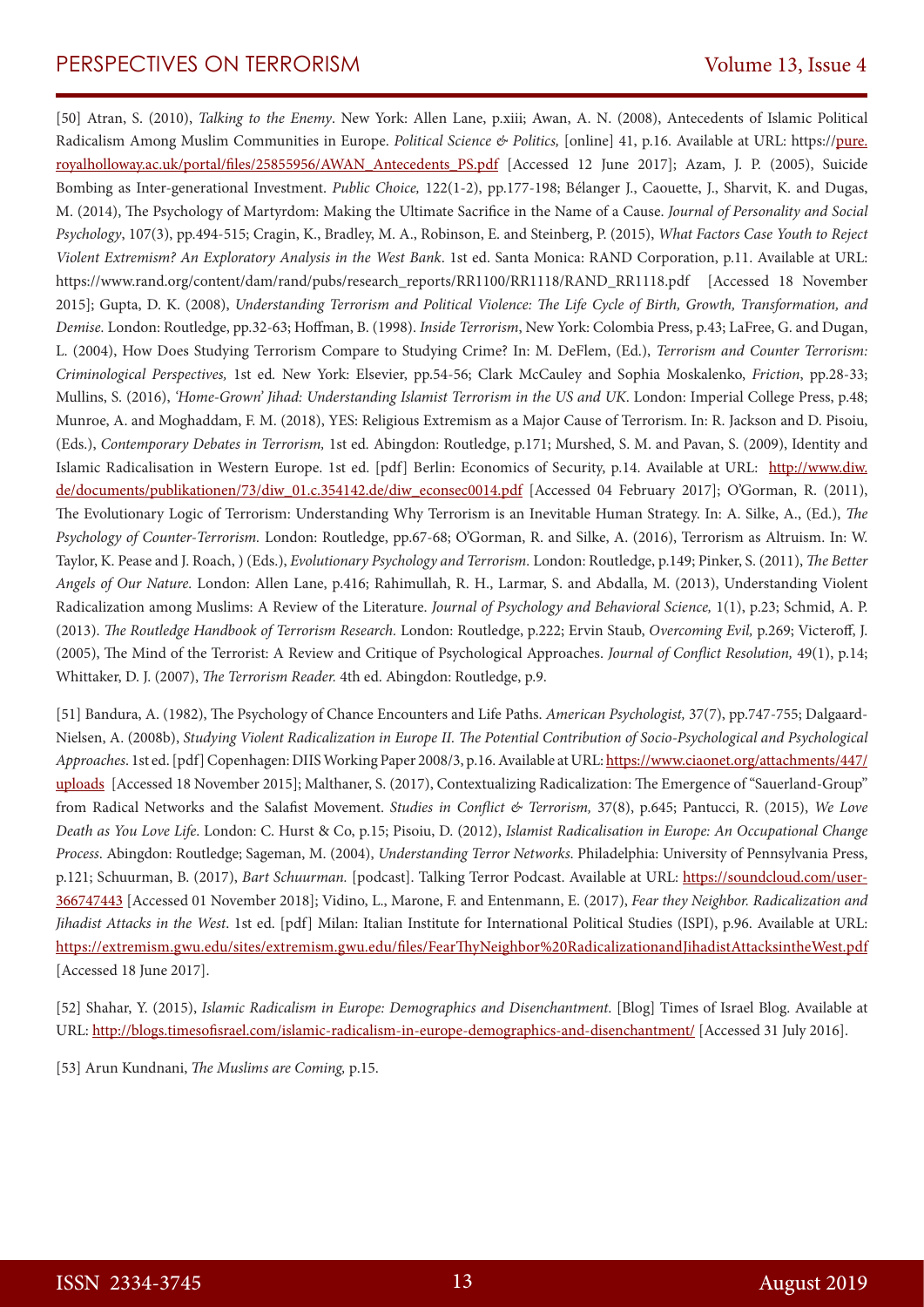[50] Atran, S. (2010), *Talking to the Enemy*. New York: Allen Lane, p.xiii; Awan, A. N. (2008), Antecedents of Islamic Political Radicalism Among Muslim Communities in Europe. *Political Science & Politics,* [online] 41, p.16. Available at URL: https://pure.royalholloway.ac.uk/portal/files/25855956/AWAN_Antecedents_PS.pdf [Accessed 12 June 2017]; Azam, J. P. (2005), Suicide Bombing as Inter-generational Investment. *Public Choice,* 122(1-2), pp.177-198; Bélanger J., Caouette, J., Sharvit, K. and Dugas, M. (2014), The Psychology of Martyrdom: Making the Ultimate Sacrifice in the Name of a Cause. *Journal of Personality and Social Psychology*, 107(3), pp.494-515; Cragin, K., Bradley, M. A., Robinson, E. and Steinberg, P. (2015), *What Factors Case Youth to Reject Violent Extremism? An Exploratory Analysis in the West Bank*. 1st ed. Santa Monica: RAND Corporation, p.11. Available at URL: https://www.rand.org/content/dam/rand/pubs/research_reports/RR1100/RR1118/RAND_RR1118.pdf [Accessed 18 November 2015]; Gupta, D. K. (2008), *Understanding Terrorism and Political Violence: The Life Cycle of Birth, Growth, Transformation, and Demise.* London: Routledge, pp.32-63; Hoffman, B. (1998). *Inside Terrorism*, New York: Colombia Press, p.43; LaFree, G. and Dugan, L. (2004), How Does Studying Terrorism Compare to Studying Crime? In: M. DeFlem, (Ed.), *Terrorism and Counter Terrorism: Criminological Perspectives,* 1st ed*.* New York: Elsevier, pp.54-56; Clark McCauley and Sophia Moskalenko, *Friction*, pp.28-33; Mullins, S. (2016), *'Home-Grown' Jihad: Understanding Islamist Terrorism in the US and UK*. London: Imperial College Press, p.48; Munroe, A. and Moghaddam, F. M. (2018), YES: Religious Extremism as a Major Cause of Terrorism. In: R. Jackson and D. Pisoiu, (Eds.), *Contemporary Debates in Terrorism,* 1st ed*.* Abingdon: Routledge, p.171; Murshed, S. M. and Pavan, S. (2009), Identity and Islamic Radicalisation in Western Europe. 1st ed. [pdf] Berlin: Economics of Security, p.14. Available at URL: http://www.diw.de/documents/publikationen/73/diw_01.c.354142.de/diw_econsec0014.pdf [Accessed 04 February 2017]; O'Gorman, R. (2011), The Evolutionary Logic of Terrorism: Understanding Why Terrorism is an Inevitable Human Strategy. In: A. Silke, A., (Ed.), *The Psychology of Counter-Terrorism.* London: Routledge, pp.67-68; O'Gorman, R. and Silke, A. (2016), Terrorism as Altruism. In: W. Taylor, K. Pease and J. Roach, ) (Eds.), *Evolutionary Psychology and Terrorism*. London: Routledge, p.149; Pinker, S. (2011), *The Better Angels of Our Nature.* London: Allen Lane, p.416; Rahimullah, R. H., Larmar, S. and Abdalla, M. (2013), Understanding Violent Radicalization among Muslims: A Review of the Literature. *Journal of Psychology and Behavioral Science,* 1(1), p.23; Schmid, A. P. (2013). *The Routledge Handbook of Terrorism Research.* London: Routledge, p.222; Ervin Staub, *Overcoming Evil,* p.269; Victeroff, J. (2005), The Mind of the Terrorist: A Review and Critique of Psychological Approaches. *Journal of Conflict Resolution,* 49(1), p.14; Whittaker, D. J. (2007), *The Terrorism Reader.* 4th ed. Abingdon: Routledge, p.9.

[51] Bandura, A. (1982), The Psychology of Chance Encounters and Life Paths. *American Psychologist,* 37(7), pp.747-755; Dalgaard-Nielsen, A. (2008b), *Studying Violent Radicalization in Europe II. The Potential Contribution of Socio-Psychological and Psychological Approaches*. 1st ed. [pdf] Copenhagen: DIIS Working Paper 2008/3, p.16. Available at URL: https://www.ciaonet.org/attachments/447/uploads [Accessed 18 November 2015]; Malthaner, S. (2017), Contextualizing Radicalization: The Emergence of "Sauerland-Group" from Radical Networks and the Salafist Movement. *Studies in Conflict & Terrorism,* 37(8), p.645; Pantucci, R. (2015), *We Love Death as You Love Life*. London: C. Hurst & Co, p.15; Pisoiu, D. (2012), *Islamist Radicalisation in Europe: An Occupational Change Process*. Abingdon: Routledge; Sageman, M. (2004), *Understanding Terror Networks*. Philadelphia: University of Pennsylvania Press, p.121; Schuurman, B. (2017), *Bart Schuurman.* [podcast]. Talking Terror Podcast. Available at URL: https://soundcloud.com/user-366747443 [Accessed 01 November 2018]; Vidino, L., Marone, F. and Entenmann, E. (2017), *Fear they Neighbor. Radicalization and Jihadist Attacks in the West*. 1st ed. [pdf] Milan: Italian Institute for International Political Studies (ISPI), p.96. Available at URL: https://extremism.gwu.edu/sites/extremism.gwu.edu/files/FearThyNeighbor%20RadicalizationandJihadistAttacksintheWest.pdf [Accessed 18 June 2017].

[52] Shahar, Y. (2015), *Islamic Radicalism in Europe: Demographics and Disenchantment.* [Blog] Times of Israel Blog. Available at URL: http://blogs.timesofisrael.com/islamic-radicalism-in-europe-demographics-and-disenchantment/ [Accessed 31 July 2016].

[53] Arun Kundnani, *The Muslims are Coming,* p.15.